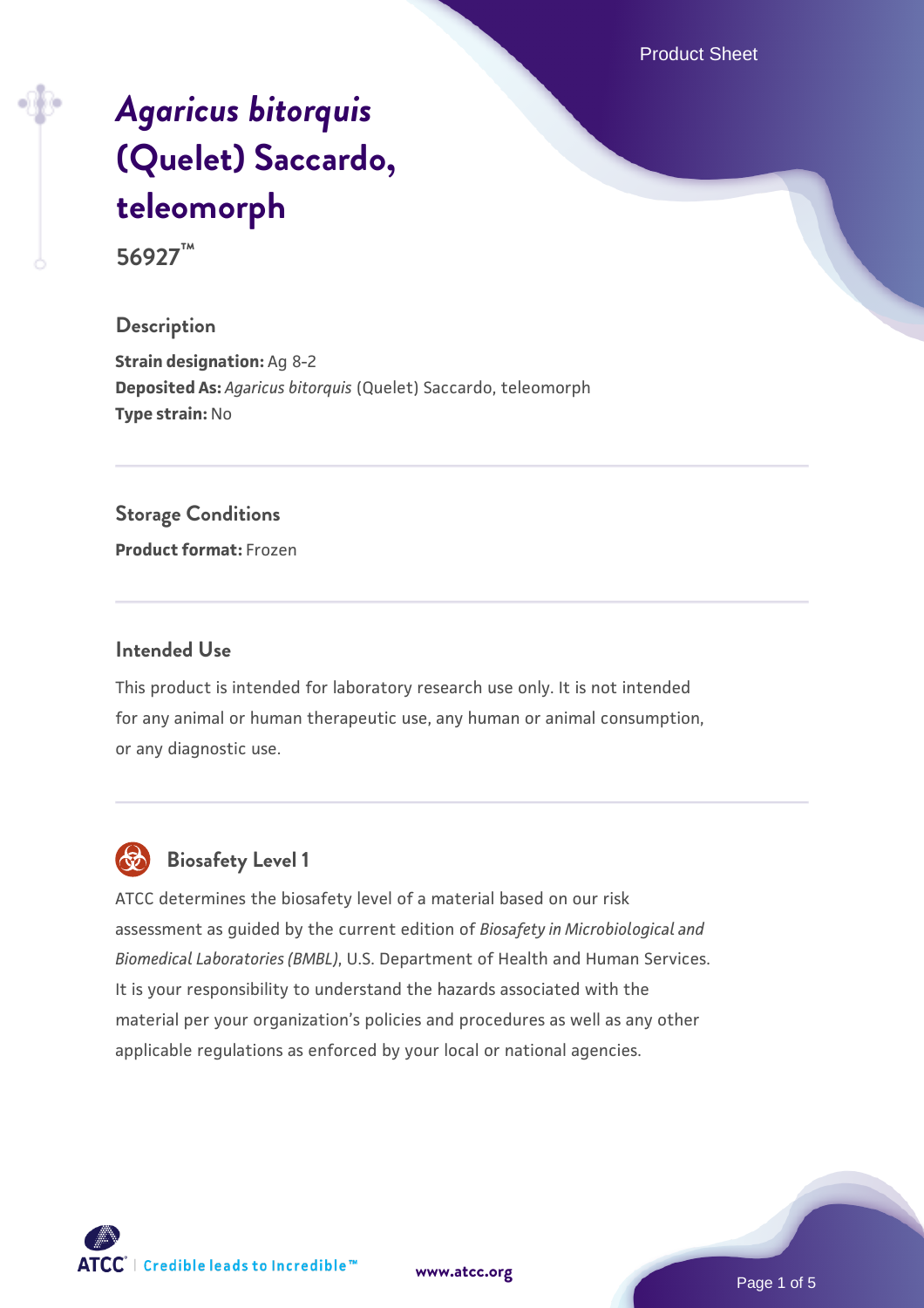# *Agaricus bitorquis* (Quelet) Saccardo, teleomorph

**56927™**

## Description

**Strain designation:** Ag 8-2
**Deposited As:** *Agaricus bitorquis* (Quelet) Saccardo, teleomorph
**Type strain:** No

## Storage Conditions

**Product format:** Frozen

## Intended Use

This product is intended for laboratory research use only. It is not intended for any animal or human therapeutic use, any human or animal consumption, or any diagnostic use.

## Biosafety Level 1

ATCC determines the biosafety level of a material based on our risk assessment as guided by the current edition of *Biosafety in Microbiological and Biomedical Laboratories (BMBL)*, U.S. Department of Health and Human Services. It is your responsibility to understand the hazards associated with the material per your organization's policies and procedures as well as any other applicable regulations as enforced by your local or national agencies.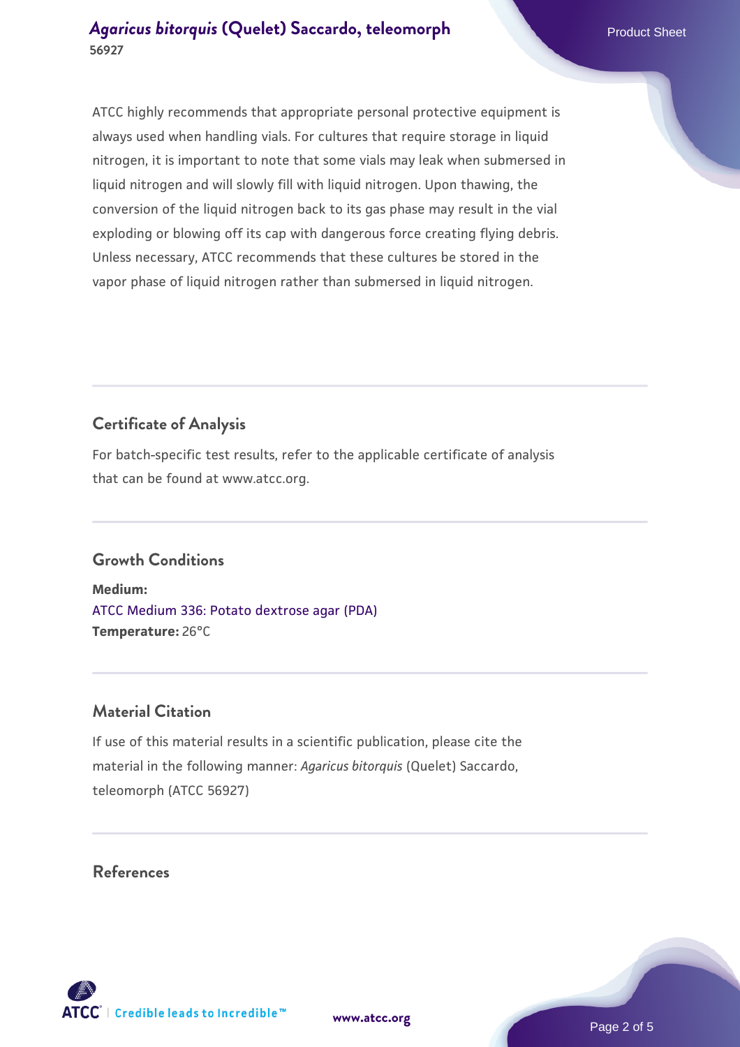ATCC highly recommends that appropriate personal protective equipment is always used when handling vials. For cultures that require storage in liquid nitrogen, it is important to note that some vials may leak when submersed in liquid nitrogen and will slowly fill with liquid nitrogen. Upon thawing, the conversion of the liquid nitrogen back to its gas phase may result in the vial exploding or blowing off its cap with dangerous force creating flying debris. Unless necessary, ATCC recommends that these cultures be stored in the vapor phase of liquid nitrogen rather than submersed in liquid nitrogen.

## Certificate of Analysis

For batch-specific test results, refer to the applicable certificate of analysis that can be found at www.atcc.org.

## Growth Conditions

**Medium:**
ATCC Medium 336: Potato dextrose agar (PDA)
**Temperature:** 26°C

## Material Citation

If use of this material results in a scientific publication, please cite the material in the following manner: *Agaricus bitorquis* (Quelet) Saccardo, teleomorph (ATCC 56927)

## References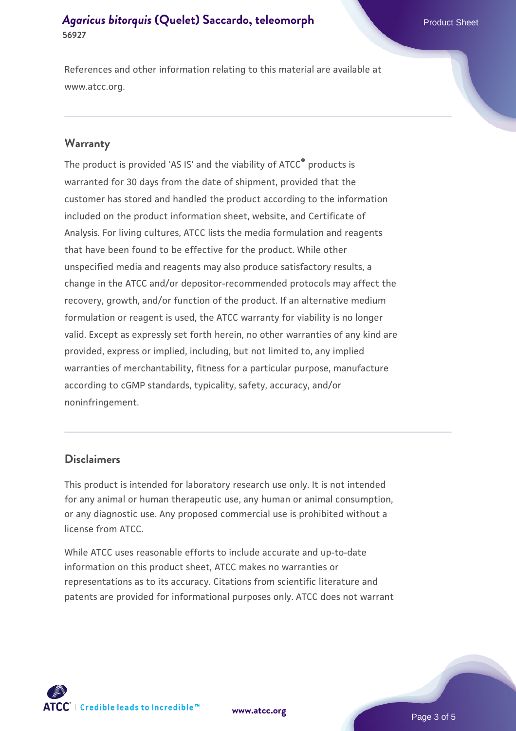References and other information relating to this material are available at www.atcc.org.

## Warranty

The product is provided 'AS IS' and the viability of ATCC® products is warranted for 30 days from the date of shipment, provided that the customer has stored and handled the product according to the information included on the product information sheet, website, and Certificate of Analysis. For living cultures, ATCC lists the media formulation and reagents that have been found to be effective for the product. While other unspecified media and reagents may also produce satisfactory results, a change in the ATCC and/or depositor-recommended protocols may affect the recovery, growth, and/or function of the product. If an alternative medium formulation or reagent is used, the ATCC warranty for viability is no longer valid. Except as expressly set forth herein, no other warranties of any kind are provided, express or implied, including, but not limited to, any implied warranties of merchantability, fitness for a particular purpose, manufacture according to cGMP standards, typicality, safety, accuracy, and/or noninfringement.

## Disclaimers

This product is intended for laboratory research use only. It is not intended for any animal or human therapeutic use, any human or animal consumption, or any diagnostic use. Any proposed commercial use is prohibited without a license from ATCC.

While ATCC uses reasonable efforts to include accurate and up-to-date information on this product sheet, ATCC makes no warranties or representations as to its accuracy. Citations from scientific literature and patents are provided for informational purposes only. ATCC does not warrant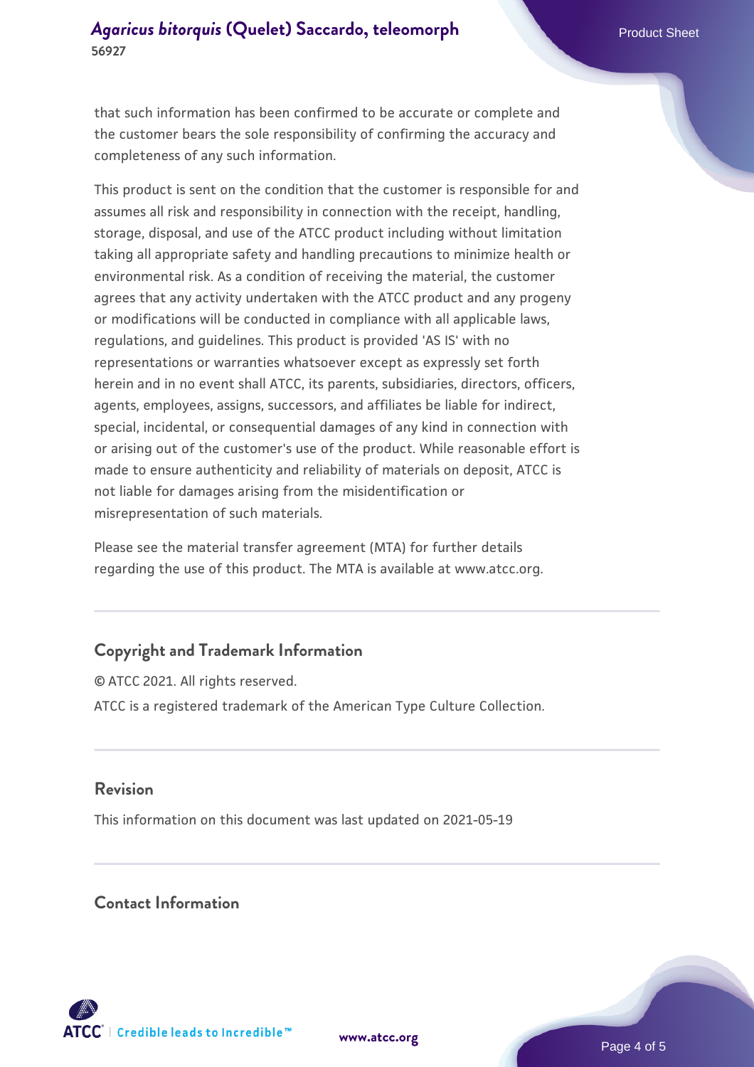that such information has been confirmed to be accurate or complete and the customer bears the sole responsibility of confirming the accuracy and completeness of any such information.

This product is sent on the condition that the customer is responsible for and assumes all risk and responsibility in connection with the receipt, handling, storage, disposal, and use of the ATCC product including without limitation taking all appropriate safety and handling precautions to minimize health or environmental risk. As a condition of receiving the material, the customer agrees that any activity undertaken with the ATCC product and any progeny or modifications will be conducted in compliance with all applicable laws, regulations, and guidelines. This product is provided 'AS IS' with no representations or warranties whatsoever except as expressly set forth herein and in no event shall ATCC, its parents, subsidiaries, directors, officers, agents, employees, assigns, successors, and affiliates be liable for indirect, special, incidental, or consequential damages of any kind in connection with or arising out of the customer's use of the product. While reasonable effort is made to ensure authenticity and reliability of materials on deposit, ATCC is not liable for damages arising from the misidentification or misrepresentation of such materials.

Please see the material transfer agreement (MTA) for further details regarding the use of this product. The MTA is available at www.atcc.org.

## Copyright and Trademark Information

© ATCC 2021. All rights reserved.

ATCC is a registered trademark of the American Type Culture Collection.

## Revision

This information on this document was last updated on 2021-05-19

## Contact Information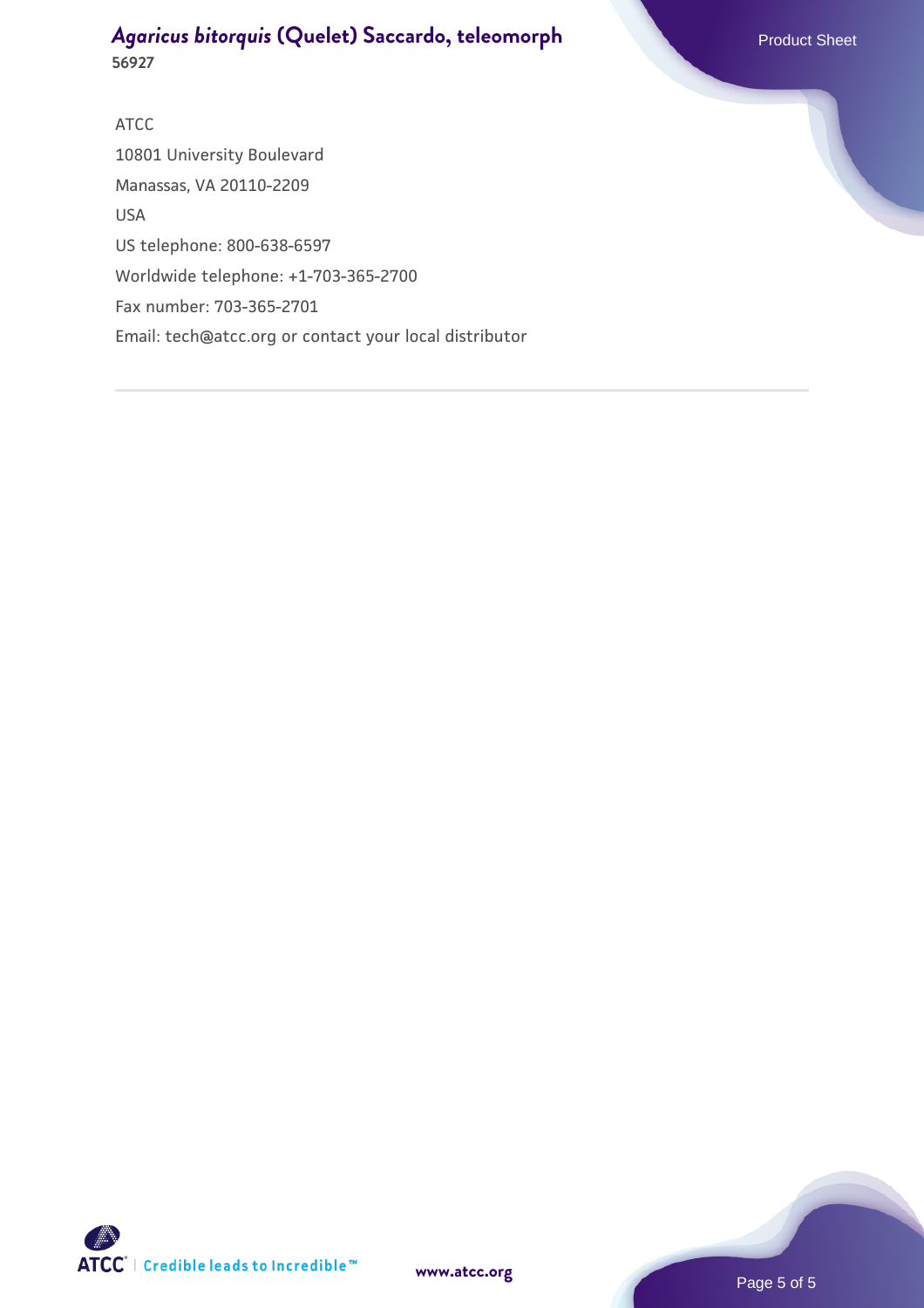ATCC

10801 University Boulevard

Manassas, VA 20110-2209

USA

US telephone: 800-638-6597

Worldwide telephone: +1-703-365-2700

Fax number: 703-365-2701

Email: tech@atcc.org or contact your local distributor